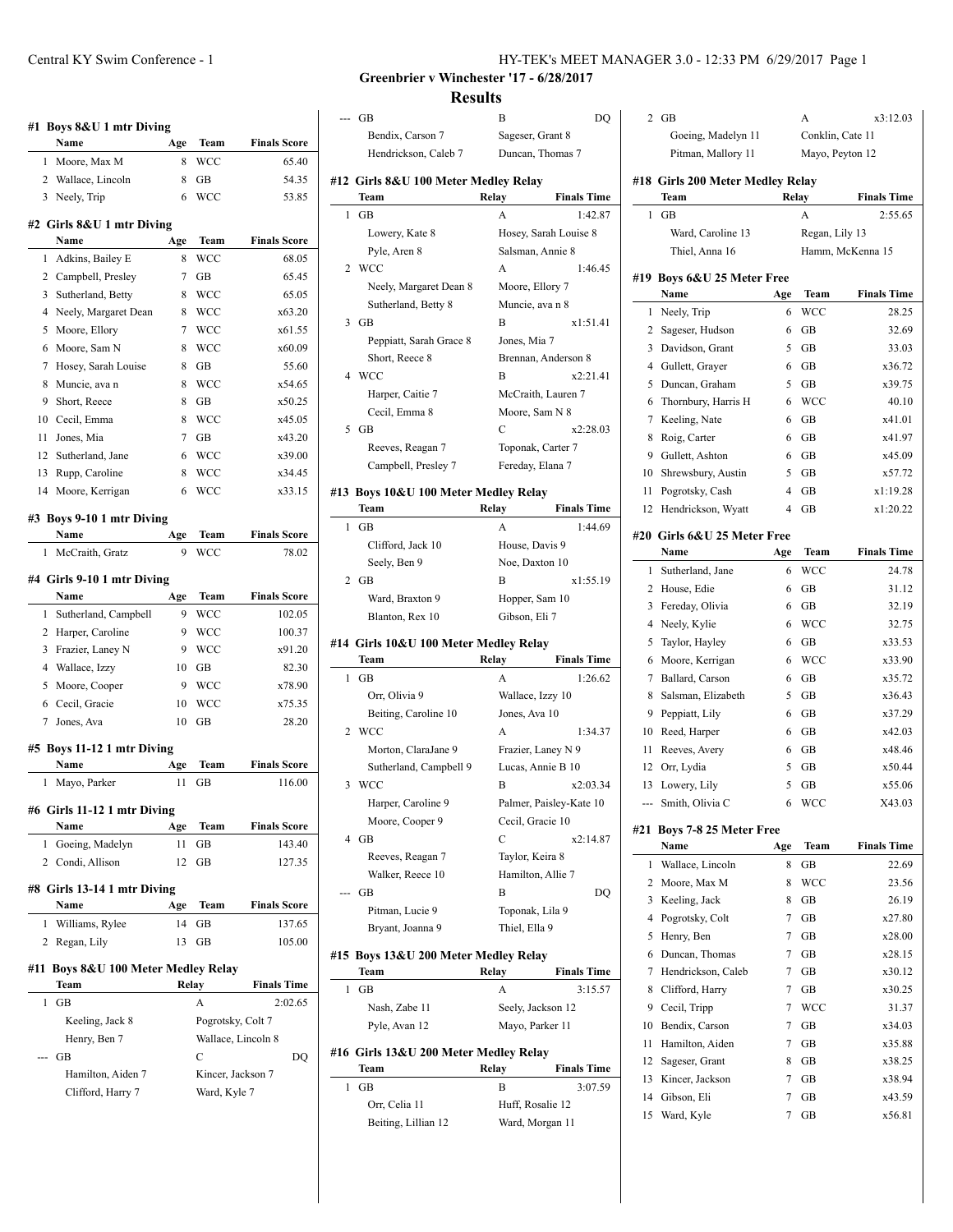## Greenbrier v Winchester '17 - 6/28/2017

## Results

### #1 Boys 8&U 1 mtr Diving

| | Name | Age | Team | Finals Score |
|---|---|---|---|---|
| 1 | Moore, Max M | 8 | WCC | 65.40 |
| 2 | Wallace, Lincoln | 8 | GB | 54.35 |
| 3 | Neely, Trip | 6 | WCC | 53.85 |

### #2 Girls 8&U 1 mtr Diving

| | Name | Age | Team | Finals Score |
|---|---|---|---|---|
| 1 | Adkins, Bailey E | 8 | WCC | 68.05 |
| 2 | Campbell, Presley | 7 | GB | 65.45 |
| 3 | Sutherland, Betty | 8 | WCC | 65.05 |
| 4 | Neely, Margaret Dean | 8 | WCC | x63.20 |
| 5 | Moore, Ellory | 7 | WCC | x61.55 |
| 6 | Moore, Sam N | 8 | WCC | x60.09 |
| 7 | Hosey, Sarah Louise | 8 | GB | 55.60 |
| 8 | Muncie, ava n | 8 | WCC | x54.65 |
| 9 | Short, Reece | 8 | GB | x50.25 |
| 10 | Cecil, Emma | 8 | WCC | x45.05 |
| 11 | Jones, Mia | 7 | GB | x43.20 |
| 12 | Sutherland, Jane | 6 | WCC | x39.00 |
| 13 | Rupp, Caroline | 8 | WCC | x34.45 |
| 14 | Moore, Kerrigan | 6 | WCC | x33.15 |

### #3 Boys 9-10 1 mtr Diving

| | Name | Age | Team | Finals Score |
|---|---|---|---|---|
| 1 | McCraith, Gratz | 9 | WCC | 78.02 |

### #4 Girls 9-10 1 mtr Diving

| | Name | Age | Team | Finals Score |
|---|---|---|---|---|
| 1 | Sutherland, Campbell | 9 | WCC | 102.05 |
| 2 | Harper, Caroline | 9 | WCC | 100.37 |
| 3 | Frazier, Laney N | 9 | WCC | x91.20 |
| 4 | Wallace, Izzy | 10 | GB | 82.30 |
| 5 | Moore, Cooper | 9 | WCC | x78.90 |
| 6 | Cecil, Gracie | 10 | WCC | x75.35 |
| 7 | Jones, Ava | 10 | GB | 28.20 |

### #5 Boys 11-12 1 mtr Diving

| | Name | Age | Team | Finals Score |
|---|---|---|---|---|
| 1 | Mayo, Parker | 11 | GB | 116.00 |

### #6 Girls 11-12 1 mtr Diving

| | Name | Age | Team | Finals Score |
|---|---|---|---|---|
| 1 | Goeing, Madelyn | 11 | GB | 143.40 |
| 2 | Condi, Allison | 12 | GB | 127.35 |

### #8 Girls 13-14 1 mtr Diving

| | Name | Age | Team | Finals Score |
|---|---|---|---|---|
| 1 | Williams, Rylee | 14 | GB | 137.65 |
| 2 | Regan, Lily | 13 | GB | 105.00 |

### #11 Boys 8&U 100 Meter Medley Relay

| | Team | Relay | Finals Time |
|---|---|---|---|
| 1 | GB | A | 2:02.65 |
| | Keeling, Jack 8 | Pogrotsky, Colt 7 | |
| | Henry, Ben 7 | Wallace, Lincoln 8 | |
| --- | GB | C | DQ |
| | Hamilton, Aiden 7 | Kincer, Jackson 7 | |
| | Clifford, Harry 7 | Ward, Kyle 7 | |
| --- | GB | B | DQ |
| | Bendix, Carson 7 | Sageser, Grant 8 | |
| | Hendrickson, Caleb 7 | Duncan, Thomas 7 | |

### #12 Girls 8&U 100 Meter Medley Relay

| | Team | Relay | Finals Time |
|---|---|---|---|
| 1 | GB | A | 1:42.87 |
| | Lowery, Kate 8 | Hosey, Sarah Louise 8 | |
| | Pyle, Aren 8 | Salsman, Annie 8 | |
| 2 | WCC | A | 1:46.45 |
| | Neely, Margaret Dean 8 | Moore, Ellory 7 | |
| | Sutherland, Betty 8 | Muncie, ava n 8 | |
| 3 | GB | B | x1:51.41 |
| | Peppiatt, Sarah Grace 8 | Jones, Mia 7 | |
| | Short, Reece 8 | Brennan, Anderson 8 | |
| 4 | WCC | B | x2:21.41 |
| | Harper, Caitie 7 | McCraith, Lauren 7 | |
| | Cecil, Emma 8 | Moore, Sam N 8 | |
| 5 | GB | C | x2:28.03 |
| | Reeves, Reagan 7 | Toponak, Carter 7 | |
| | Campbell, Presley 7 | Fereday, Elana 7 | |

### #13 Boys 10&U 100 Meter Medley Relay

| | Team | Relay | Finals Time |
|---|---|---|---|
| 1 | GB | A | 1:44.69 |
| | Clifford, Jack 10 | House, Davis 9 | |
| | Seely, Ben 9 | Noe, Daxton 10 | |
| 2 | GB | B | x1:55.19 |
| | Ward, Braxton 9 | Hopper, Sam 10 | |
| | Blanton, Rex 10 | Gibson, Eli 7 | |

### #14 Girls 10&U 100 Meter Medley Relay

| | Team | Relay | Finals Time |
|---|---|---|---|
| 1 | GB | A | 1:26.62 |
| | Orr, Olivia 9 | Wallace, Izzy 10 | |
| | Beiting, Caroline 10 | Jones, Ava 10 | |
| 2 | WCC | A | 1:34.37 |
| | Morton, ClaraJane 9 | Frazier, Laney N 9 | |
| | Sutherland, Campbell 9 | Lucas, Annie B 10 | |
| 3 | WCC | B | x2:03.34 |
| | Harper, Caroline 9 | Palmer, Paisley-Kate 10 | |
| | Moore, Cooper 9 | Cecil, Gracie 10 | |
| 4 | GB | C | x2:14.87 |
| | Reeves, Reagan 7 | Taylor, Keira 8 | |
| | Walker, Reece 10 | Hamilton, Allie 7 | |
| --- | GB | B | DQ |
| | Pitman, Lucie 9 | Toponak, Lila 9 | |
| | Bryant, Joanna 9 | Thiel, Ella 9 | |

### #15 Boys 13&U 200 Meter Medley Relay

| | Team | Relay | Finals Time |
|---|---|---|---|
| 1 | GB | A | 3:15.57 |
| | Nash, Zabe 11 | Seely, Jackson 12 | |
| | Pyle, Avan 12 | Mayo, Parker 11 | |

### #16 Girls 13&U 200 Meter Medley Relay

| | Team | Relay | Finals Time |
|---|---|---|---|
| 1 | GB | B | 3:07.59 |
| | Orr, Celia 11 | Huff, Rosalie 12 | |
| | Beiting, Lillian 12 | Ward, Morgan 11 | |
| 2 | GB | A | x3:12.03 |
| | Goeing, Madelyn 11 | Conklin, Cate 11 | |
| | Pitman, Mallory 11 | Mayo, Peyton 12 | |

### #18 Girls 200 Meter Medley Relay

| | Team | Relay | Finals Time |
|---|---|---|---|
| 1 | GB | A | 2:55.65 |
| | Ward, Caroline 13 | Regan, Lily 13 | |
| | Thiel, Anna 16 | Hamm, McKenna 15 | |

### #19 Boys 6&U 25 Meter Free

| | Name | Age | Team | Finals Time |
|---|---|---|---|---|
| 1 | Neely, Trip | 6 | WCC | 28.25 |
| 2 | Sageser, Hudson | 6 | GB | 32.69 |
| 3 | Davidson, Grant | 5 | GB | 33.03 |
| 4 | Gullett, Grayer | 6 | GB | x36.72 |
| 5 | Duncan, Graham | 5 | GB | x39.75 |
| 6 | Thornbury, Harris H | 6 | WCC | 40.10 |
| 7 | Keeling, Nate | 6 | GB | x41.01 |
| 8 | Roig, Carter | 6 | GB | x41.97 |
| 9 | Gullett, Ashton | 6 | GB | x45.09 |
| 10 | Shrewsbury, Austin | 5 | GB | x57.72 |
| 11 | Pogrotsky, Cash | 4 | GB | x1:19.28 |
| 12 | Hendrickson, Wyatt | 4 | GB | x1:20.22 |

### #20 Girls 6&U 25 Meter Free

| | Name | Age | Team | Finals Time |
|---|---|---|---|---|
| 1 | Sutherland, Jane | 6 | WCC | 24.78 |
| 2 | House, Edie | 6 | GB | 31.12 |
| 3 | Fereday, Olivia | 6 | GB | 32.19 |
| 4 | Neely, Kylie | 6 | WCC | 32.75 |
| 5 | Taylor, Hayley | 6 | GB | x33.53 |
| 6 | Moore, Kerrigan | 6 | WCC | x33.90 |
| 7 | Ballard, Carson | 6 | GB | x35.72 |
| 8 | Salsman, Elizabeth | 5 | GB | x36.43 |
| 9 | Peppiatt, Lily | 6 | GB | x37.29 |
| 10 | Reed, Harper | 6 | GB | x42.03 |
| 11 | Reeves, Avery | 6 | GB | x48.46 |
| 12 | Orr, Lydia | 5 | GB | x50.44 |
| 13 | Lowery, Lily | 5 | GB | x55.06 |
| --- | Smith, Olivia C | 6 | WCC | X43.03 |

### #21 Boys 7-8 25 Meter Free

| | Name | Age | Team | Finals Time |
|---|---|---|---|---|
| 1 | Wallace, Lincoln | 8 | GB | 22.69 |
| 2 | Moore, Max M | 8 | WCC | 23.56 |
| 3 | Keeling, Jack | 8 | GB | 26.19 |
| 4 | Pogrotsky, Colt | 7 | GB | x27.80 |
| 5 | Henry, Ben | 7 | GB | x28.00 |
| 6 | Duncan, Thomas | 7 | GB | x28.15 |
| 7 | Hendrickson, Caleb | 7 | GB | x30.12 |
| 8 | Clifford, Harry | 7 | GB | x30.25 |
| 9 | Cecil, Tripp | 7 | WCC | 31.37 |
| 10 | Bendix, Carson | 7 | GB | x34.03 |
| 11 | Hamilton, Aiden | 7 | GB | x35.88 |
| 12 | Sageser, Grant | 8 | GB | x38.25 |
| 13 | Kincer, Jackson | 7 | GB | x38.94 |
| 14 | Gibson, Eli | 7 | GB | x43.59 |
| 15 | Ward, Kyle | 7 | GB | x56.81 |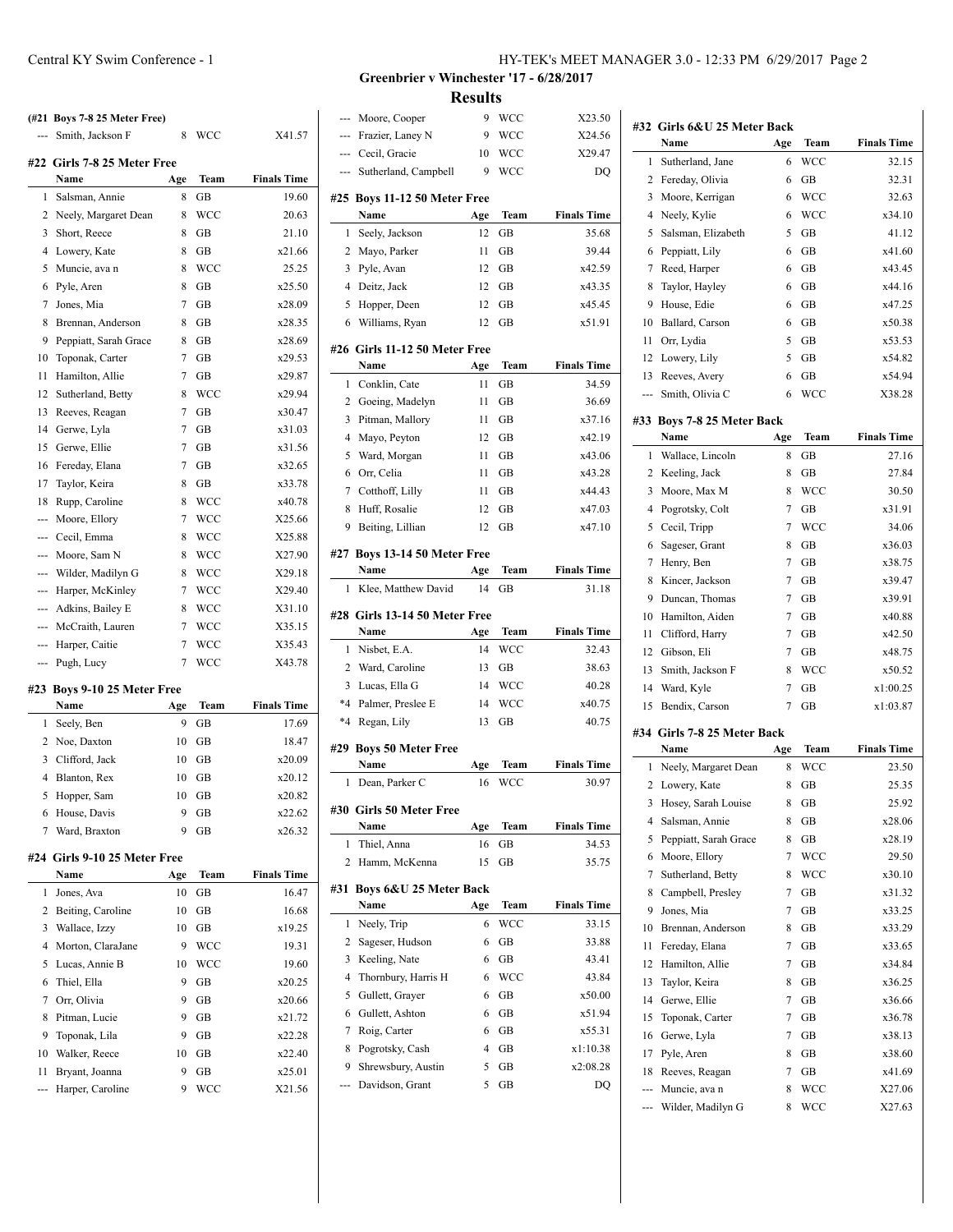## Greenbrier v Winchester '17 - 6/28/2017

## Results

**(#21 Boys 7-8 25 Meter Free)**

| | Name | Age | Team | Finals Time |
|---|---|---|---|---|
| --- | Smith, Jackson F | 8 | WCC | X41.57 |

**#22 Girls 7-8 25 Meter Free**

| | Name | Age | Team | Finals Time |
|---|---|---|---|---|
| 1 | Salsman, Annie | 8 | GB | 19.60 |
| 2 | Neely, Margaret Dean | 8 | WCC | 20.63 |
| 3 | Short, Reece | 8 | GB | 21.10 |
| 4 | Lowery, Kate | 8 | GB | x21.66 |
| 5 | Muncie, ava n | 8 | WCC | 25.25 |
| 6 | Pyle, Aren | 8 | GB | x25.50 |
| 7 | Jones, Mia | 7 | GB | x28.09 |
| 8 | Brennan, Anderson | 8 | GB | x28.35 |
| 9 | Peppiatt, Sarah Grace | 8 | GB | x28.69 |
| 10 | Toponak, Carter | 7 | GB | x29.53 |
| 11 | Hamilton, Allie | 7 | GB | x29.87 |
| 12 | Sutherland, Betty | 8 | WCC | x29.94 |
| 13 | Reeves, Reagan | 7 | GB | x30.47 |
| 14 | Gerwe, Lyla | 7 | GB | x31.03 |
| 15 | Gerwe, Ellie | 7 | GB | x31.56 |
| 16 | Fereday, Elana | 7 | GB | x32.65 |
| 17 | Taylor, Keira | 8 | GB | x33.78 |
| 18 | Rupp, Caroline | 8 | WCC | x40.78 |
| --- | Moore, Ellory | 7 | WCC | X25.66 |
| --- | Cecil, Emma | 8 | WCC | X25.88 |
| --- | Moore, Sam N | 8 | WCC | X27.90 |
| --- | Wilder, Madilyn G | 8 | WCC | X29.18 |
| --- | Harper, McKinley | 7 | WCC | X29.40 |
| --- | Adkins, Bailey E | 8 | WCC | X31.10 |
| --- | McCraith, Lauren | 7 | WCC | X35.15 |
| --- | Harper, Caitie | 7 | WCC | X35.43 |
| --- | Pugh, Lucy | 7 | WCC | X43.78 |

**#23 Boys 9-10 25 Meter Free**

| | Name | Age | Team | Finals Time |
|---|---|---|---|---|
| 1 | Seely, Ben | 9 | GB | 17.69 |
| 2 | Noe, Daxton | 10 | GB | 18.47 |
| 3 | Clifford, Jack | 10 | GB | x20.09 |
| 4 | Blanton, Rex | 10 | GB | x20.12 |
| 5 | Hopper, Sam | 10 | GB | x20.82 |
| 6 | House, Davis | 9 | GB | x22.62 |
| 7 | Ward, Braxton | 9 | GB | x26.32 |

**#24 Girls 9-10 25 Meter Free**

| | Name | Age | Team | Finals Time |
|---|---|---|---|---|
| 1 | Jones, Ava | 10 | GB | 16.47 |
| 2 | Beiting, Caroline | 10 | GB | 16.68 |
| 3 | Wallace, Izzy | 10 | GB | x19.25 |
| 4 | Morton, ClaraJane | 9 | WCC | 19.31 |
| 5 | Lucas, Annie B | 10 | WCC | 19.60 |
| 6 | Thiel, Ella | 9 | GB | x20.25 |
| 7 | Orr, Olivia | 9 | GB | x20.66 |
| 8 | Pitman, Lucie | 9 | GB | x21.72 |
| 9 | Toponak, Lila | 9 | GB | x22.28 |
| 10 | Walker, Reece | 10 | GB | x22.40 |
| 11 | Bryant, Joanna | 9 | GB | x25.01 |
| --- | Harper, Caroline | 9 | WCC | X21.56 |
| --- | Moore, Cooper | 9 | WCC | X23.50 |
| --- | Frazier, Laney N | 9 | WCC | X24.56 |
| --- | Cecil, Gracie | 10 | WCC | X29.47 |
| --- | Sutherland, Campbell | 9 | WCC | DQ |

**#25 Boys 11-12 50 Meter Free**

| | Name | Age | Team | Finals Time |
|---|---|---|---|---|
| 1 | Seely, Jackson | 12 | GB | 35.68 |
| 2 | Mayo, Parker | 11 | GB | 39.44 |
| 3 | Pyle, Avan | 12 | GB | x42.59 |
| 4 | Deitz, Jack | 12 | GB | x43.35 |
| 5 | Hopper, Deen | 12 | GB | x45.45 |
| 6 | Williams, Ryan | 12 | GB | x51.91 |

**#26 Girls 11-12 50 Meter Free**

| | Name | Age | Team | Finals Time |
|---|---|---|---|---|
| 1 | Conklin, Cate | 11 | GB | 34.59 |
| 2 | Goeing, Madelyn | 11 | GB | 36.69 |
| 3 | Pitman, Mallory | 11 | GB | x37.16 |
| 4 | Mayo, Peyton | 12 | GB | x42.19 |
| 5 | Ward, Morgan | 11 | GB | x43.06 |
| 6 | Orr, Celia | 11 | GB | x43.28 |
| 7 | Cotthoff, Lilly | 11 | GB | x44.43 |
| 8 | Huff, Rosalie | 12 | GB | x47.03 |
| 9 | Beiting, Lillian | 12 | GB | x47.10 |

**#27 Boys 13-14 50 Meter Free**

| | Name | Age | Team | Finals Time |
|---|---|---|---|---|
| 1 | Klee, Matthew David | 14 | GB | 31.18 |

**#28 Girls 13-14 50 Meter Free**

| | Name | Age | Team | Finals Time |
|---|---|---|---|---|
| 1 | Nisbet, E.A. | 14 | WCC | 32.43 |
| 2 | Ward, Caroline | 13 | GB | 38.63 |
| 3 | Lucas, Ella G | 14 | WCC | 40.28 |
| *4 | Palmer, Preslee E | 14 | WCC | x40.75 |
| *4 | Regan, Lily | 13 | GB | 40.75 |

**#29 Boys 50 Meter Free**

| | Name | Age | Team | Finals Time |
|---|---|---|---|---|
| 1 | Dean, Parker C | 16 | WCC | 30.97 |

**#30 Girls 50 Meter Free**

| | Name | Age | Team | Finals Time |
|---|---|---|---|---|
| 1 | Thiel, Anna | 16 | GB | 34.53 |
| 2 | Hamm, McKenna | 15 | GB | 35.75 |

**#31 Boys 6&U 25 Meter Back**

| | Name | Age | Team | Finals Time |
|---|---|---|---|---|
| 1 | Neely, Trip | 6 | WCC | 33.15 |
| 2 | Sageser, Hudson | 6 | GB | 33.88 |
| 3 | Keeling, Nate | 6 | GB | 43.41 |
| 4 | Thornbury, Harris H | 6 | WCC | 43.84 |
| 5 | Gullett, Grayer | 6 | GB | x50.00 |
| 6 | Gullett, Ashton | 6 | GB | x51.94 |
| 7 | Roig, Carter | 6 | GB | x55.31 |
| 8 | Pogrotsky, Cash | 4 | GB | x1:10.38 |
| 9 | Shrewsbury, Austin | 5 | GB | x2:08.28 |
| --- | Davidson, Grant | 5 | GB | DQ |

**#32 Girls 6&U 25 Meter Back**

| | Name | Age | Team | Finals Time |
|---|---|---|---|---|
| 1 | Sutherland, Jane | 6 | WCC | 32.15 |
| 2 | Fereday, Olivia | 6 | GB | 32.31 |
| 3 | Moore, Kerrigan | 6 | WCC | 32.63 |
| 4 | Neely, Kylie | 6 | WCC | x34.10 |
| 5 | Salsman, Elizabeth | 5 | GB | 41.12 |
| 6 | Peppiatt, Lily | 6 | GB | x41.60 |
| 7 | Reed, Harper | 6 | GB | x43.45 |
| 8 | Taylor, Hayley | 6 | GB | x44.16 |
| 9 | House, Edie | 6 | GB | x47.25 |
| 10 | Ballard, Carson | 6 | GB | x50.38 |
| 11 | Orr, Lydia | 5 | GB | x53.53 |
| 12 | Lowery, Lily | 5 | GB | x54.82 |
| 13 | Reeves, Avery | 6 | GB | x54.94 |
| --- | Smith, Olivia C | 6 | WCC | X38.28 |

**#33 Boys 7-8 25 Meter Back**

| | Name | Age | Team | Finals Time |
|---|---|---|---|---|
| 1 | Wallace, Lincoln | 8 | GB | 27.16 |
| 2 | Keeling, Jack | 8 | GB | 27.84 |
| 3 | Moore, Max M | 8 | WCC | 30.50 |
| 4 | Pogrotsky, Colt | 7 | GB | x31.91 |
| 5 | Cecil, Tripp | 7 | WCC | 34.06 |
| 6 | Sageser, Grant | 8 | GB | x36.03 |
| 7 | Henry, Ben | 7 | GB | x38.75 |
| 8 | Kincer, Jackson | 7 | GB | x39.47 |
| 9 | Duncan, Thomas | 7 | GB | x39.91 |
| 10 | Hamilton, Aiden | 7 | GB | x40.88 |
| 11 | Clifford, Harry | 7 | GB | x42.50 |
| 12 | Gibson, Eli | 7 | GB | x48.75 |
| 13 | Smith, Jackson F | 8 | WCC | x50.52 |
| 14 | Ward, Kyle | 7 | GB | x1:00.25 |
| 15 | Bendix, Carson | 7 | GB | x1:03.87 |

**#34 Girls 7-8 25 Meter Back**

| | Name | Age | Team | Finals Time |
|---|---|---|---|---|
| 1 | Neely, Margaret Dean | 8 | WCC | 23.50 |
| 2 | Lowery, Kate | 8 | GB | 25.35 |
| 3 | Hosey, Sarah Louise | 8 | GB | 25.92 |
| 4 | Salsman, Annie | 8 | GB | x28.06 |
| 5 | Peppiatt, Sarah Grace | 8 | GB | x28.19 |
| 6 | Moore, Ellory | 7 | WCC | 29.50 |
| 7 | Sutherland, Betty | 8 | WCC | x30.10 |
| 8 | Campbell, Presley | 7 | GB | x31.32 |
| 9 | Jones, Mia | 7 | GB | x33.25 |
| 10 | Brennan, Anderson | 8 | GB | x33.29 |
| 11 | Fereday, Elana | 7 | GB | x33.65 |
| 12 | Hamilton, Allie | 7 | GB | x34.84 |
| 13 | Taylor, Keira | 8 | GB | x36.25 |
| 14 | Gerwe, Ellie | 7 | GB | x36.66 |
| 15 | Toponak, Carter | 7 | GB | x36.78 |
| 16 | Gerwe, Lyla | 7 | GB | x38.13 |
| 17 | Pyle, Aren | 8 | GB | x38.60 |
| 18 | Reeves, Reagan | 7 | GB | x41.69 |
| --- | Muncie, ava n | 8 | WCC | X27.06 |
| --- | Wilder, Madilyn G | 8 | WCC | X27.63 |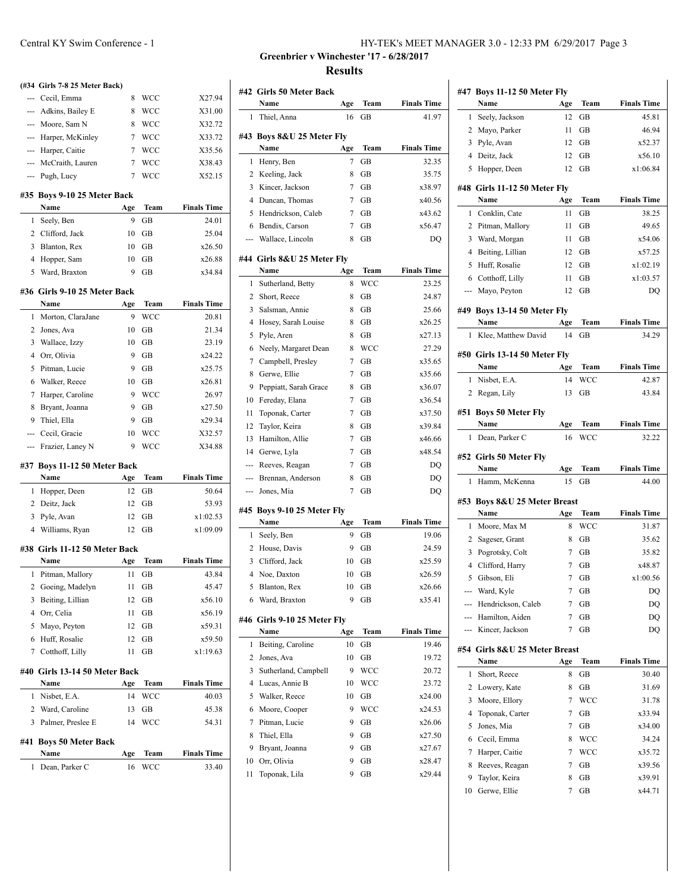## Greenbrier v Winchester '17 - 6/28/2017

## Results

**(#34 Girls 7-8 25 Meter Back)**

| Place | Name | Age | Team | Finals Time |
|---|---|---|---|---|
| --- | Cecil, Emma | 8 | WCC | X27.94 |
| --- | Adkins, Bailey E | 8 | WCC | X31.00 |
| --- | Moore, Sam N | 8 | WCC | X32.72 |
| --- | Harper, McKinley | 7 | WCC | X33.72 |
| --- | Harper, Caitie | 7 | WCC | X35.56 |
| --- | McCraith, Lauren | 7 | WCC | X38.43 |
| --- | Pugh, Lucy | 7 | WCC | X52.15 |

### #35 Boys 9-10 25 Meter Back

| Place | Name | Age | Team | Finals Time |
|---|---|---|---|---|
| 1 | Seely, Ben | 9 | GB | 24.01 |
| 2 | Clifford, Jack | 10 | GB | 25.04 |
| 3 | Blanton, Rex | 10 | GB | x26.50 |
| 4 | Hopper, Sam | 10 | GB | x26.88 |
| 5 | Ward, Braxton | 9 | GB | x34.84 |

### #36 Girls 9-10 25 Meter Back

| Place | Name | Age | Team | Finals Time |
|---|---|---|---|---|
| 1 | Morton, ClaraJane | 9 | WCC | 20.81 |
| 2 | Jones, Ava | 10 | GB | 21.34 |
| 3 | Wallace, Izzy | 10 | GB | 23.19 |
| 4 | Orr, Olivia | 9 | GB | x24.22 |
| 5 | Pitman, Lucie | 9 | GB | x25.75 |
| 6 | Walker, Reece | 10 | GB | x26.81 |
| 7 | Harper, Caroline | 9 | WCC | 26.97 |
| 8 | Bryant, Joanna | 9 | GB | x27.50 |
| 9 | Thiel, Ella | 9 | GB | x29.34 |
| --- | Cecil, Gracie | 10 | WCC | X32.57 |
| --- | Frazier, Laney N | 9 | WCC | X34.88 |

### #37 Boys 11-12 50 Meter Back

| Place | Name | Age | Team | Finals Time |
|---|---|---|---|---|
| 1 | Hopper, Deen | 12 | GB | 50.64 |
| 2 | Deitz, Jack | 12 | GB | 53.93 |
| 3 | Pyle, Avan | 12 | GB | x1:02.53 |
| 4 | Williams, Ryan | 12 | GB | x1:09.09 |

### #38 Girls 11-12 50 Meter Back

| Place | Name | Age | Team | Finals Time |
|---|---|---|---|---|
| 1 | Pitman, Mallory | 11 | GB | 43.84 |
| 2 | Goeing, Madelyn | 11 | GB | 45.47 |
| 3 | Beiting, Lillian | 12 | GB | x56.10 |
| 4 | Orr, Celia | 11 | GB | x56.19 |
| 5 | Mayo, Peyton | 12 | GB | x59.31 |
| 6 | Huff, Rosalie | 12 | GB | x59.50 |
| 7 | Cotthoff, Lilly | 11 | GB | x1:19.63 |

### #40 Girls 13-14 50 Meter Back

| Place | Name | Age | Team | Finals Time |
|---|---|---|---|---|
| 1 | Nisbet, E.A. | 14 | WCC | 40.03 |
| 2 | Ward, Caroline | 13 | GB | 45.38 |
| 3 | Palmer, Preslee E | 14 | WCC | 54.31 |

### #41 Boys 50 Meter Back

| Place | Name | Age | Team | Finals Time |
|---|---|---|---|---|
| 1 | Dean, Parker C | 16 | WCC | 33.40 |

### #42 Girls 50 Meter Back

| Place | Name | Age | Team | Finals Time |
|---|---|---|---|---|
| 1 | Thiel, Anna | 16 | GB | 41.97 |

### #43 Boys 8&U 25 Meter Fly

| Place | Name | Age | Team | Finals Time |
|---|---|---|---|---|
| 1 | Henry, Ben | 7 | GB | 32.35 |
| 2 | Keeling, Jack | 8 | GB | 35.75 |
| 3 | Kincer, Jackson | 7 | GB | x38.97 |
| 4 | Duncan, Thomas | 7 | GB | x40.56 |
| 5 | Hendrickson, Caleb | 7 | GB | x43.62 |
| 6 | Bendix, Carson | 7 | GB | x56.47 |
| --- | Wallace, Lincoln | 8 | GB | DQ |

### #44 Girls 8&U 25 Meter Fly

| Place | Name | Age | Team | Finals Time |
|---|---|---|---|---|
| 1 | Sutherland, Betty | 8 | WCC | 23.25 |
| 2 | Short, Reece | 8 | GB | 24.87 |
| 3 | Salsman, Annie | 8 | GB | 25.66 |
| 4 | Hosey, Sarah Louise | 8 | GB | x26.25 |
| 5 | Pyle, Aren | 8 | GB | x27.13 |
| 6 | Neely, Margaret Dean | 8 | WCC | 27.29 |
| 7 | Campbell, Presley | 7 | GB | x35.65 |
| 8 | Gerwe, Ellie | 7 | GB | x35.66 |
| 9 | Peppiatt, Sarah Grace | 8 | GB | x36.07 |
| 10 | Fereday, Elana | 7 | GB | x36.54 |
| 11 | Toponak, Carter | 7 | GB | x37.50 |
| 12 | Taylor, Keira | 8 | GB | x39.84 |
| 13 | Hamilton, Allie | 7 | GB | x46.66 |
| 14 | Gerwe, Lyla | 7 | GB | x48.54 |
| --- | Reeves, Reagan | 7 | GB | DQ |
| --- | Brennan, Anderson | 8 | GB | DQ |
| --- | Jones, Mia | 7 | GB | DQ |

### #45 Boys 9-10 25 Meter Fly

| Place | Name | Age | Team | Finals Time |
|---|---|---|---|---|
| 1 | Seely, Ben | 9 | GB | 19.06 |
| 2 | House, Davis | 9 | GB | 24.59 |
| 3 | Clifford, Jack | 10 | GB | x25.59 |
| 4 | Noe, Daxton | 10 | GB | x26.59 |
| 5 | Blanton, Rex | 10 | GB | x26.66 |
| 6 | Ward, Braxton | 9 | GB | x35.41 |

### #46 Girls 9-10 25 Meter Fly

| Place | Name | Age | Team | Finals Time |
|---|---|---|---|---|
| 1 | Beiting, Caroline | 10 | GB | 19.46 |
| 2 | Jones, Ava | 10 | GB | 19.72 |
| 3 | Sutherland, Campbell | 9 | WCC | 20.72 |
| 4 | Lucas, Annie B | 10 | WCC | 23.72 |
| 5 | Walker, Reece | 10 | GB | x24.00 |
| 6 | Moore, Cooper | 9 | WCC | x24.53 |
| 7 | Pitman, Lucie | 9 | GB | x26.06 |
| 8 | Thiel, Ella | 9 | GB | x27.50 |
| 9 | Bryant, Joanna | 9 | GB | x27.67 |
| 10 | Orr, Olivia | 9 | GB | x28.47 |
| 11 | Toponak, Lila | 9 | GB | x29.44 |

### #47 Boys 11-12 50 Meter Fly

| Place | Name | Age | Team | Finals Time |
|---|---|---|---|---|
| 1 | Seely, Jackson | 12 | GB | 45.81 |
| 2 | Mayo, Parker | 11 | GB | 46.94 |
| 3 | Pyle, Avan | 12 | GB | x52.37 |
| 4 | Deitz, Jack | 12 | GB | x56.10 |
| 5 | Hopper, Deen | 12 | GB | x1:06.84 |

### #48 Girls 11-12 50 Meter Fly

| Place | Name | Age | Team | Finals Time |
|---|---|---|---|---|
| 1 | Conklin, Cate | 11 | GB | 38.25 |
| 2 | Pitman, Mallory | 11 | GB | 49.65 |
| 3 | Ward, Morgan | 11 | GB | x54.06 |
| 4 | Beiting, Lillian | 12 | GB | x57.25 |
| 5 | Huff, Rosalie | 12 | GB | x1:02.19 |
| 6 | Cotthoff, Lilly | 11 | GB | x1:03.57 |
| --- | Mayo, Peyton | 12 | GB | DQ |

### #49 Boys 13-14 50 Meter Fly

| Place | Name | Age | Team | Finals Time |
|---|---|---|---|---|
| 1 | Klee, Matthew David | 14 | GB | 34.29 |

### #50 Girls 13-14 50 Meter Fly

| Place | Name | Age | Team | Finals Time |
|---|---|---|---|---|
| 1 | Nisbet, E.A. | 14 | WCC | 42.87 |
| 2 | Regan, Lily | 13 | GB | 43.84 |

### #51 Boys 50 Meter Fly

| Place | Name | Age | Team | Finals Time |
|---|---|---|---|---|
| 1 | Dean, Parker C | 16 | WCC | 32.22 |

### #52 Girls 50 Meter Fly

| Place | Name | Age | Team | Finals Time |
|---|---|---|---|---|
| 1 | Hamm, McKenna | 15 | GB | 44.00 |

### #53 Boys 8&U 25 Meter Breast

| Place | Name | Age | Team | Finals Time |
|---|---|---|---|---|
| 1 | Moore, Max M | 8 | WCC | 31.87 |
| 2 | Sageser, Grant | 8 | GB | 35.62 |
| 3 | Pogrotsky, Colt | 7 | GB | 35.82 |
| 4 | Clifford, Harry | 7 | GB | x48.87 |
| 5 | Gibson, Eli | 7 | GB | x1:00.56 |
| --- | Ward, Kyle | 7 | GB | DQ |
| --- | Hendrickson, Caleb | 7 | GB | DQ |
| --- | Hamilton, Aiden | 7 | GB | DQ |
| --- | Kincer, Jackson | 7 | GB | DQ |

### #54 Girls 8&U 25 Meter Breast

| Place | Name | Age | Team | Finals Time |
|---|---|---|---|---|
| 1 | Short, Reece | 8 | GB | 30.40 |
| 2 | Lowery, Kate | 8 | GB | 31.69 |
| 3 | Moore, Ellory | 7 | WCC | 31.78 |
| 4 | Toponak, Carter | 7 | GB | x33.94 |
| 5 | Jones, Mia | 7 | GB | x34.00 |
| 6 | Cecil, Emma | 8 | WCC | 34.24 |
| 7 | Harper, Caitie | 7 | WCC | x35.72 |
| 8 | Reeves, Reagan | 7 | GB | x39.56 |
| 9 | Taylor, Keira | 8 | GB | x39.91 |
| 10 | Gerwe, Ellie | 7 | GB | x44.71 |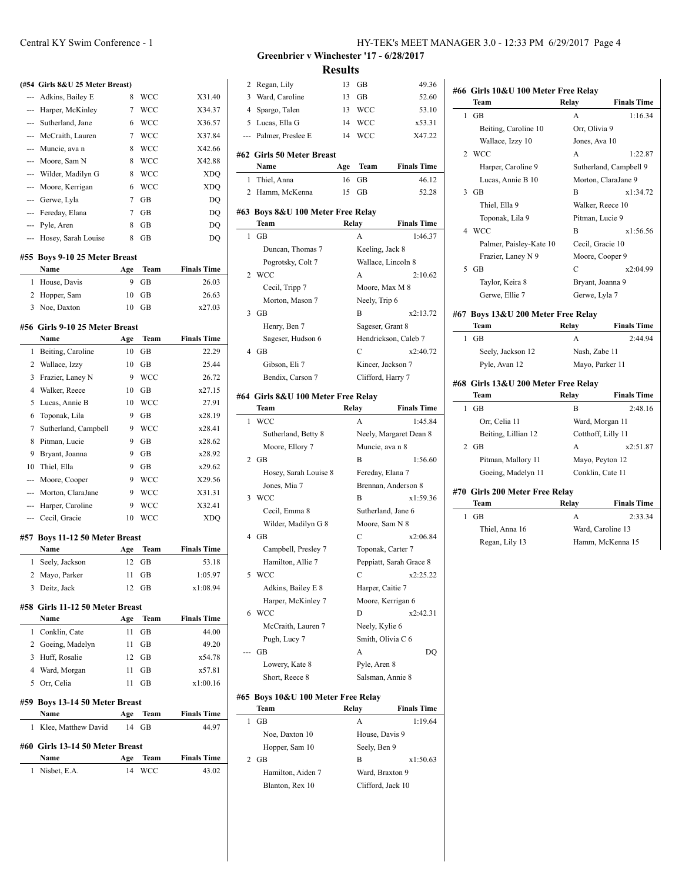## Greenbrier v Winchester '17 - 6/28/2017

### Results

**(#54 Girls 8&U 25 Meter Breast)**

| | Name | Age | Team | Finals Time |
|---|---|---|---|---|
| --- | Adkins, Bailey E | 8 | WCC | X31.40 |
| --- | Harper, McKinley | 7 | WCC | X34.37 |
| --- | Sutherland, Jane | 6 | WCC | X36.57 |
| --- | McCraith, Lauren | 7 | WCC | X37.84 |
| --- | Muncie, ava n | 8 | WCC | X42.66 |
| --- | Moore, Sam N | 8 | WCC | X42.88 |
| --- | Wilder, Madilyn G | 8 | WCC | XDQ |
| --- | Moore, Kerrigan | 6 | WCC | XDQ |
| --- | Gerwe, Lyla | 7 | GB | DQ |
| --- | Fereday, Elana | 7 | GB | DQ |
| --- | Pyle, Aren | 8 | GB | DQ |
| --- | Hosey, Sarah Louise | 8 | GB | DQ |

**#55 Boys 9-10 25 Meter Breast**

| | Name | Age | Team | Finals Time |
|---|---|---|---|---|
| 1 | House, Davis | 9 | GB | 26.03 |
| 2 | Hopper, Sam | 10 | GB | 26.63 |
| 3 | Noe, Daxton | 10 | GB | x27.03 |

**#56 Girls 9-10 25 Meter Breast**

| | Name | Age | Team | Finals Time |
|---|---|---|---|---|
| 1 | Beiting, Caroline | 10 | GB | 22.29 |
| 2 | Wallace, Izzy | 10 | GB | 25.44 |
| 3 | Frazier, Laney N | 9 | WCC | 26.72 |
| 4 | Walker, Reece | 10 | GB | x27.15 |
| 5 | Lucas, Annie B | 10 | WCC | 27.91 |
| 6 | Toponak, Lila | 9 | GB | x28.19 |
| 7 | Sutherland, Campbell | 9 | WCC | x28.41 |
| 8 | Pitman, Lucie | 9 | GB | x28.62 |
| 9 | Bryant, Joanna | 9 | GB | x28.92 |
| 10 | Thiel, Ella | 9 | GB | x29.62 |
| --- | Moore, Cooper | 9 | WCC | X29.56 |
| --- | Morton, ClaraJane | 9 | WCC | X31.31 |
| --- | Harper, Caroline | 9 | WCC | X32.41 |
| --- | Cecil, Gracie | 10 | WCC | XDQ |

**#57 Boys 11-12 50 Meter Breast**

| | Name | Age | Team | Finals Time |
|---|---|---|---|---|
| 1 | Seely, Jackson | 12 | GB | 53.18 |
| 2 | Mayo, Parker | 11 | GB | 1:05.97 |
| 3 | Deitz, Jack | 12 | GB | x1:08.94 |

**#58 Girls 11-12 50 Meter Breast**

| | Name | Age | Team | Finals Time |
|---|---|---|---|---|
| 1 | Conklin, Cate | 11 | GB | 44.00 |
| 2 | Goeing, Madelyn | 11 | GB | 49.20 |
| 3 | Huff, Rosalie | 12 | GB | x54.78 |
| 4 | Ward, Morgan | 11 | GB | x57.81 |
| 5 | Orr, Celia | 11 | GB | x1:00.16 |

**#59 Boys 13-14 50 Meter Breast**

| | Name | Age | Team | Finals Time |
|---|---|---|---|---|
| 1 | Klee, Matthew David | 14 | GB | 44.97 |

**#60 Girls 13-14 50 Meter Breast**

| | Name | Age | Team | Finals Time |
|---|---|---|---|---|
| 1 | Nisbet, E.A. | 14 | WCC | 43.02 |
| 2 | Regan, Lily | 13 | GB | 49.36 |
| 3 | Ward, Caroline | 13 | GB | 52.60 |
| 4 | Spargo, Talen | 13 | WCC | 53.10 |
| 5 | Lucas, Ella G | 14 | WCC | x53.31 |
| --- | Palmer, Preslee E | 14 | WCC | X47.22 |

**#62 Girls 50 Meter Breast**

| | Name | Age | Team | Finals Time |
|---|---|---|---|---|
| 1 | Thiel, Anna | 16 | GB | 46.12 |
| 2 | Hamm, McKenna | 15 | GB | 52.28 |

**#63 Boys 8&U 100 Meter Free Relay**

| | Team | Relay | Finals Time |
|---|---|---|---|
| 1 | GB | A | 1:46.37 |
| | Duncan, Thomas 7 | Keeling, Jack 8 | |
| | Pogrotsky, Colt 7 | Wallace, Lincoln 8 | |
| 2 | WCC | A | 2:10.62 |
| | Cecil, Tripp 7 | Moore, Max M 8 | |
| | Morton, Mason 7 | Neely, Trip 6 | |
| 3 | GB | B | x2:13.72 |
| | Henry, Ben 7 | Sageser, Grant 8 | |
| | Sageser, Hudson 6 | Hendrickson, Caleb 7 | |
| 4 | GB | C | x2:40.72 |
| | Gibson, Eli 7 | Kincer, Jackson 7 | |
| | Bendix, Carson 7 | Clifford, Harry 7 | |

**#64 Girls 8&U 100 Meter Free Relay**

| | Team | Relay | Finals Time |
|---|---|---|---|
| 1 | WCC | A | 1:45.84 |
| | Sutherland, Betty 8 | Neely, Margaret Dean 8 | |
| | Moore, Ellory 7 | Muncie, ava n 8 | |
| 2 | GB | B | 1:56.60 |
| | Hosey, Sarah Louise 8 | Fereday, Elana 7 | |
| | Jones, Mia 7 | Brennan, Anderson 8 | |
| 3 | WCC | B | x1:59.36 |
| | Cecil, Emma 8 | Sutherland, Jane 6 | |
| | Wilder, Madilyn G 8 | Moore, Sam N 8 | |
| 4 | GB | C | x2:06.84 |
| | Campbell, Presley 7 | Toponak, Carter 7 | |
| | Hamilton, Allie 7 | Peppiatt, Sarah Grace 8 | |
| 5 | WCC | C | x2:25.22 |
| | Adkins, Bailey E 8 | Harper, Caitie 7 | |
| | Harper, McKinley 7 | Moore, Kerrigan 6 | |
| 6 | WCC | D | x2:42.31 |
| | McCraith, Lauren 7 | Neely, Kylie 6 | |
| | Pugh, Lucy 7 | Smith, Olivia C 6 | |
| --- | GB | A | DQ |
| | Lowery, Kate 8 | Pyle, Aren 8 | |
| | Short, Reece 8 | Salsman, Annie 8 | |

**#65 Boys 10&U 100 Meter Free Relay**

| | Team | Relay | Finals Time |
|---|---|---|---|
| 1 | GB | A | 1:19.64 |
| | Noe, Daxton 10 | House, Davis 9 | |
| | Hopper, Sam 10 | Seely, Ben 9 | |
| 2 | GB | B | x1:50.63 |
| | Hamilton, Aiden 7 | Ward, Braxton 9 | |
| | Blanton, Rex 10 | Clifford, Jack 10 | |

**#66 Girls 10&U 100 Meter Free Relay**

| | Team | Relay | Finals Time |
|---|---|---|---|
| 1 | GB | A | 1:16.34 |
| | Beiting, Caroline 10 | Orr, Olivia 9 | |
| | Wallace, Izzy 10 | Jones, Ava 10 | |
| 2 | WCC | A | 1:22.87 |
| | Harper, Caroline 9 | Sutherland, Campbell 9 | |
| | Lucas, Annie B 10 | Morton, ClaraJane 9 | |
| 3 | GB | B | x1:34.72 |
| | Thiel, Ella 9 | Walker, Reece 10 | |
| | Toponak, Lila 9 | Pitman, Lucie 9 | |
| 4 | WCC | B | x1:56.56 |
| | Palmer, Paisley-Kate 10 | Cecil, Gracie 10 | |
| | Frazier, Laney N 9 | Moore, Cooper 9 | |
| 5 | GB | C | x2:04.99 |
| | Taylor, Keira 8 | Bryant, Joanna 9 | |
| | Gerwe, Ellie 7 | Gerwe, Lyla 7 | |

**#67 Boys 13&U 200 Meter Free Relay**

| | Team | Relay | Finals Time |
|---|---|---|---|
| 1 | GB | A | 2:44.94 |
| | Seely, Jackson 12 | Nash, Zabe 11 | |
| | Pyle, Avan 12 | Mayo, Parker 11 | |

**#68 Girls 13&U 200 Meter Free Relay**

| | Team | Relay | Finals Time |
|---|---|---|---|
| 1 | GB | B | 2:48.16 |
| | Orr, Celia 11 | Ward, Morgan 11 | |
| | Beiting, Lillian 12 | Cotthoff, Lilly 11 | |
| 2 | GB | A | x2:51.87 |
| | Pitman, Mallory 11 | Mayo, Peyton 12 | |
| | Goeing, Madelyn 11 | Conklin, Cate 11 | |

**#70 Girls 200 Meter Free Relay**

| | Team | Relay | Finals Time |
|---|---|---|---|
| 1 | GB | A | 2:33.34 |
| | Thiel, Anna 16 | Ward, Caroline 13 | |
| | Regan, Lily 13 | Hamm, McKenna 15 | |